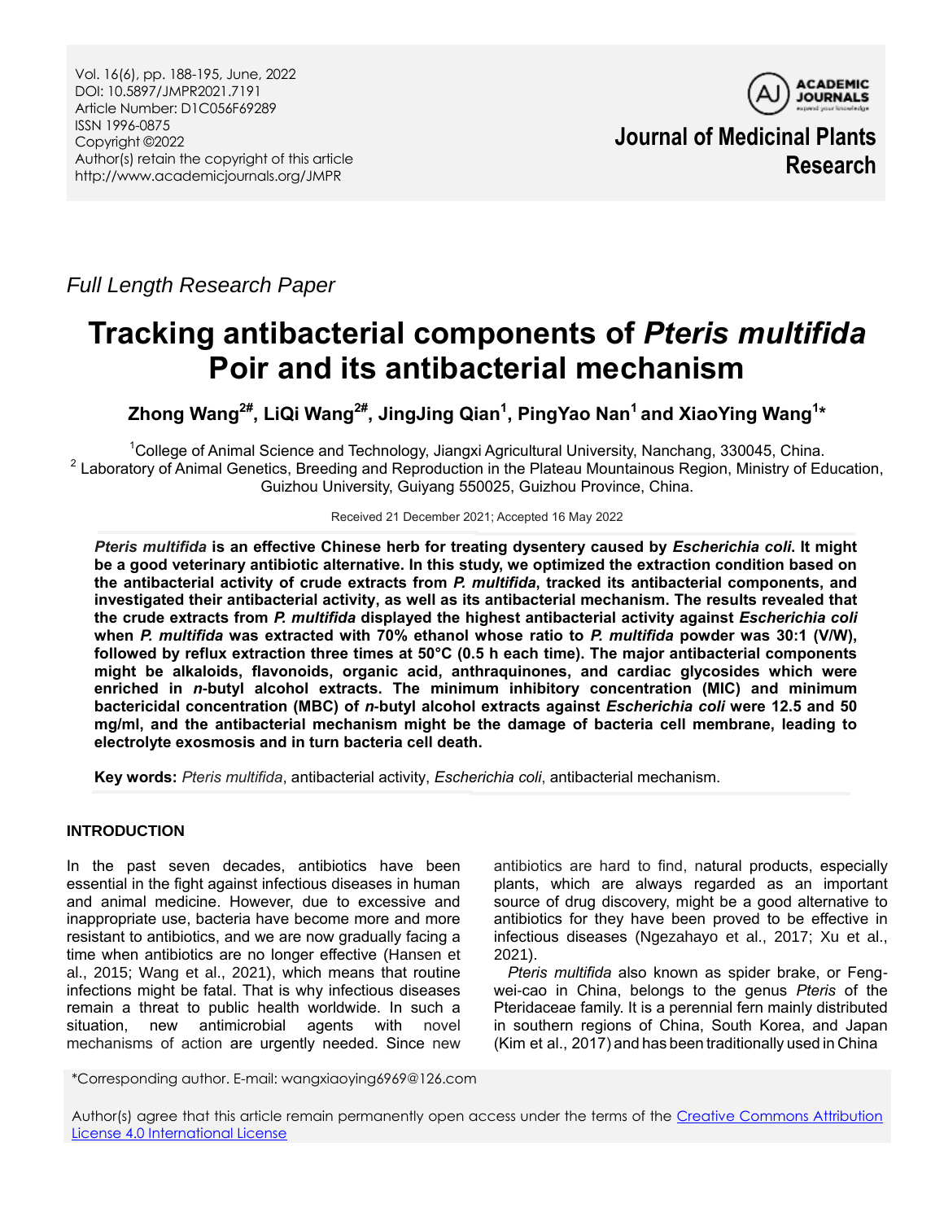Full Length Research Paper

# Tracking antibacterial components of *Pteris multifida* Poir and its antibacterial mechanism

**Zhong Wang[2#], LiQi Wang[2#], JingJing Qian[1], PingYao Nan[1] and XiaoYing Wang[1]***

[1]College of Animal Science and Technology, Jiangxi Agricultural University, Nanchang, 330045, China.
[2] Laboratory of Animal Genetics, Breeding and Reproduction in the Plateau Mountainous Region, Ministry of Education, Guizhou University, Guiyang 550025, Guizhou Province, China.

Received 21 December 2021; Accepted 16 May 2022

***Pteris multifida* is an effective Chinese herb for treating dysentery caused by *Escherichia coli*. It might be a good veterinary antibiotic alternative. In this study, we optimized the extraction condition based on the antibacterial activity of crude extracts from *P. multifida*, tracked its antibacterial components, and investigated their antibacterial activity, as well as its antibacterial mechanism. The results revealed that the crude extracts from *P. multifida* displayed the highest antibacterial activity against *Escherichia coli* when *P. multifida* was extracted with 70% ethanol whose ratio to *P. multifida* powder was 30:1 (V/W), followed by reflux extraction three times at 50°C (0.5 h each time). The major antibacterial components might be alkaloids, flavonoids, organic acid, anthraquinones, and cardiac glycosides which were enriched in *n*-butyl alcohol extracts. The minimum inhibitory concentration (MIC) and minimum bactericidal concentration (MBC) of *n*-butyl alcohol extracts against *Escherichia coli* were 12.5 and 50 mg/ml, and the antibacterial mechanism might be the damage of bacteria cell membrane, leading to electrolyte exosmosis and in turn bacteria cell death.**

**Key words:** *Pteris multifida*, antibacterial activity, *Escherichia coli*, antibacterial mechanism.

## INTRODUCTION

In the past seven decades, antibiotics have been essential in the fight against infectious diseases in human and animal medicine. However, due to excessive and inappropriate use, bacteria have become more and more resistant to antibiotics, and we are now gradually facing a time when antibiotics are no longer effective (Hansen et al., 2015; Wang et al., 2021), which means that routine infections might be fatal. That is why infectious diseases remain a threat to public health worldwide. In such a situation, new antimicrobial agents with novel mechanisms of action are urgently needed. Since new antibiotics are hard to find, natural products, especially plants, which are always regarded as an important source of drug discovery, might be a good alternative to antibiotics for they have been proved to be effective in infectious diseases (Ngezahayo et al., 2017; Xu et al., 2021).

*Pteris multifida* also known as spider brake, or Feng-wei-cao in China, belongs to the genus *Pteris* of the Pteridaceae family. It is a perennial fern mainly distributed in southern regions of China, South Korea, and Japan (Kim et al., 2017) and has been traditionally used in China

*Corresponding author. E-mail: wangxiaoying6969@126.com

Author(s) agree that this article remain permanently open access under the terms of the Creative Commons Attribution License 4.0 International License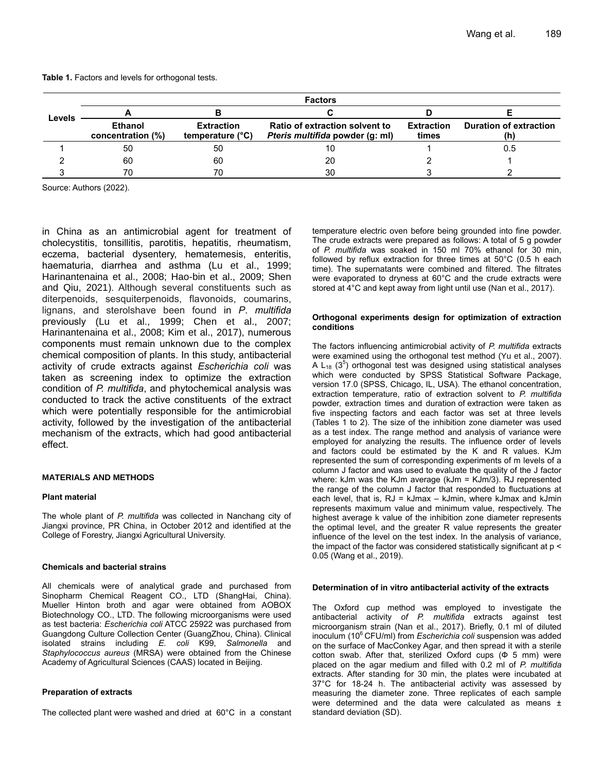**Table 1.** Factors and levels for orthogonal tests.

| Levels | Factors | | | | |
|---|---|---|---|---|---|
| | A | B | C | D | E |
| | Ethanol concentration (%) | Extraction temperature (°C) | Ratio of extraction solvent to *Pteris multifida* powder (g: ml) | Extraction times | Duration of extraction (h) |
| 1 | 50 | 50 | 10 | 1 | 0.5 |
| 2 | 60 | 60 | 20 | 2 | 1 |
| 3 | 70 | 70 | 30 | 3 | 2 |

Source: Authors (2022).

in China as an antimicrobial agent for treatment of cholecystitis, tonsillitis, parotitis, hepatitis, rheumatism, eczema, bacterial dysentery, hematemesis, enteritis, haematuria, diarrhea and asthma (Lu et al., 1999; Harinantenaina et al., 2008; Hao-bin et al., 2009; Shen and Qiu, 2021). Although several constituents such as diterpenoids, sesquiterpenoids, flavonoids, coumarins, lignans, and sterolshave been found in *P*. *multifida* previously (Lu et al., 1999; Chen et al., 2007; Harinantenaina et al., 2008; Kim et al., 2017), numerous components must remain unknown due to the complex chemical composition of plants. In this study, antibacterial activity of crude extracts against *Escherichia coli* was taken as screening index to optimize the extraction condition of *P. multifida*, and phytochemical analysis was conducted to track the active constituents of the extract which were potentially responsible for the antimicrobial activity, followed by the investigation of the antibacterial mechanism of the extracts, which had good antibacterial effect.

## MATERIALS AND METHODS

### Plant material

The whole plant of *P. multifida* was collected in Nanchang city of Jiangxi province, PR China, in October 2012 and identified at the College of Forestry, Jiangxi Agricultural University.

### Chemicals and bacterial strains

All chemicals were of analytical grade and purchased from Sinopharm Chemical Reagent CO., LTD (ShangHai, China). Mueller Hinton broth and agar were obtained from AOBOX Biotechnology CO., LTD. The following microorganisms were used as test bacteria: *Escherichia coli* ATCC 25922 was purchased from Guangdong Culture Collection Center (GuangZhou, China). Clinical isolated strains including *E. coli* K99, *Salmonella* and *Staphylococcus aureus* (MRSA) were obtained from the Chinese Academy of Agricultural Sciences (CAAS) located in Beijing.

### Preparation of extracts

The collected plant were washed and dried at 60°C in a constant temperature electric oven before being grounded into fine powder. The crude extracts were prepared as follows: A total of 5 g powder of *P. multifida* was soaked in 150 ml 70% ethanol for 30 min, followed by reflux extraction for three times at 50°C (0.5 h each time). The supernatants were combined and filtered. The filtrates were evaporated to dryness at 60°C and the crude extracts were stored at 4°C and kept away from light until use (Nan et al., 2017).

### Orthogonal experiments design for optimization of extraction conditions

The factors influencing antimicrobial activity of *P. multifida* extracts were examined using the orthogonal test method (Yu et al., 2007). A $L_{18}$ ($3^5$) orthogonal test was designed using statistical analyses which were conducted by SPSS Statistical Software Package, version 17.0 (SPSS, Chicago, IL, USA). The ethanol concentration, extraction temperature, ratio of extraction solvent to *P. multifida* powder, extraction times and duration of extraction were taken as five inspecting factors and each factor was set at three levels (Tables 1 to 2). The size of the inhibition zone diameter was used as a test index. The range method and analysis of variance were employed for analyzing the results. The influence order of levels and factors could be estimated by the K and R values. KJm represented the sum of corresponding experiments of m levels of a column J factor and was used to evaluate the quality of the J factor where: kJm was the KJm average (kJm = KJm/3). RJ represented the range of the column J factor that responded to fluctuations at each level, that is, RJ = kJmax – kJmin, where kJmax and kJmin represents maximum value and minimum value, respectively. The highest average k value of the inhibition zone diameter represents the optimal level, and the greater R value represents the greater influence of the level on the test index. In the analysis of variance, the impact of the factor was considered statistically significant at $p < 0.05$ (Wang et al., 2019).

### Determination of in vitro antibacterial activity of the extracts

The Oxford cup method was employed to investigate the antibacterial activity *of P. multifida* extracts against test microorganism strain (Nan et al., 2017). Briefly, 0.1 ml of diluted inoculum ($10^6$ CFU/ml) from *Escherichia coli* suspension was added on the surface of MacConkey Agar, and then spread it with a sterile cotton swab. After that, sterilized Oxford cups (Φ 5 mm) were placed on the agar medium and filled with 0.2 ml of *P. multifida* extracts. After standing for 30 min, the plates were incubated at 37°C for 18-24 h. The antibacterial activity was assessed by measuring the diameter zone. Three replicates of each sample were determined and the data were calculated as means ± standard deviation (SD).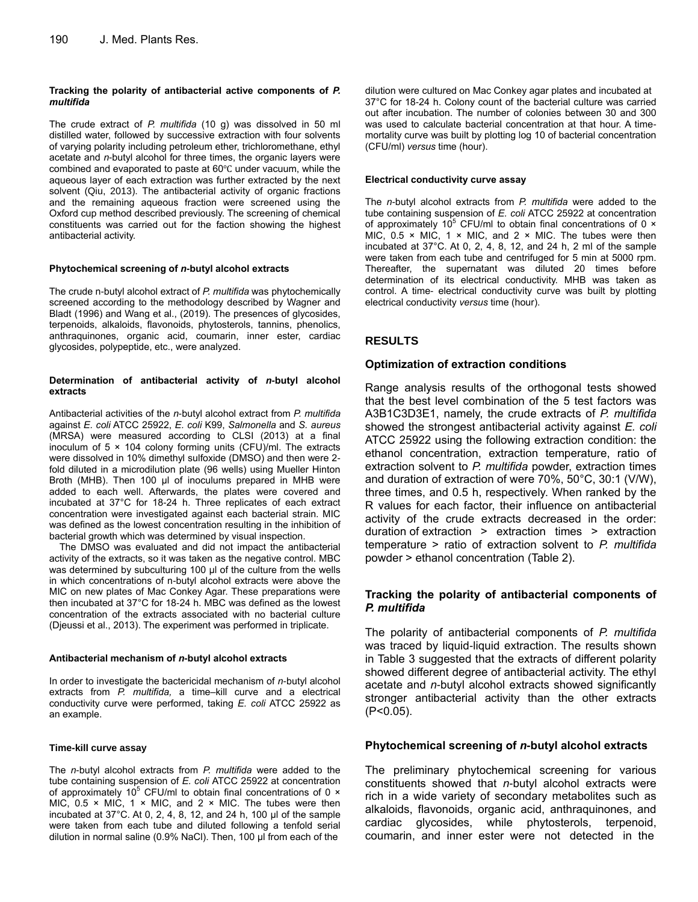#### Tracking the polarity of antibacterial active components of *P. multifida*

The crude extract of *P. multifida* (10 g) was dissolved in 50 ml distilled water, followed by successive extraction with four solvents of varying polarity including petroleum ether, trichloromethane, ethyl acetate and *n*-butyl alcohol for three times, the organic layers were combined and evaporated to paste at 60℃ under vacuum, while the aqueous layer of each extraction was further extracted by the next solvent (Qiu, 2013). The antibacterial activity of organic fractions and the remaining aqueous fraction were screened using the Oxford cup method described previously. The screening of chemical constituents was carried out for the faction showing the highest antibacterial activity.

#### Phytochemical screening of *n*-butyl alcohol extracts

The crude n-butyl alcohol extract of *P. multifida* was phytochemically screened according to the methodology described by Wagner and Bladt (1996) and Wang et al., (2019). The presences of glycosides, terpenoids, alkaloids, flavonoids, phytosterols, tannins, phenolics, anthraquinones, organic acid, coumarin, inner ester, cardiac glycosides, polypeptide, etc., were analyzed.

#### Determination of antibacterial activity of *n*-butyl alcohol extracts

Antibacterial activities of the *n*-butyl alcohol extract from *P. multifida* against *E. coli* ATCC 25922, *E. coli* K99, *Salmonella* and *S. aureus* (MRSA) were measured according to CLSI (2013) at a final inoculum of 5 × 104 colony forming units (CFU)/ml. The extracts were dissolved in 10% dimethyl sulfoxide (DMSO) and then were 2-fold diluted in a microdilution plate (96 wells) using Mueller Hinton Broth (MHB). Then 100 µl of inoculums prepared in MHB were added to each well. Afterwards, the plates were covered and incubated at 37°C for 18-24 h. Three replicates of each extract concentration were investigated against each bacterial strain. MIC was defined as the lowest concentration resulting in the inhibition of bacterial growth which was determined by visual inspection.

The DMSO was evaluated and did not impact the antibacterial activity of the extracts, so it was taken as the negative control. MBC was determined by subculturing 100 µl of the culture from the wells in which concentrations of n-butyl alcohol extracts were above the MIC on new plates of Mac Conkey Agar. These preparations were then incubated at 37°C for 18-24 h. MBC was defined as the lowest concentration of the extracts associated with no bacterial culture (Djeussi et al., 2013). The experiment was performed in triplicate.

#### Antibacterial mechanism of *n*-butyl alcohol extracts

In order to investigate the bactericidal mechanism of *n*-butyl alcohol extracts from *P. multifida,* a time–kill curve and a electrical conductivity curve were performed, taking *E. coli* ATCC 25922 as an example.

#### Time-kill curve assay

The *n*-butyl alcohol extracts from *P. multifida* were added to the tube containing suspension of *E. coli* ATCC 25922 at concentration of approximately $10^5$ CFU/ml to obtain final concentrations of 0 × MIC, 0.5 × MIC, 1 × MIC, and 2 × MIC. The tubes were then incubated at 37°C. At 0, 2, 4, 8, 12, and 24 h, 100 µl of the sample were taken from each tube and diluted following a tenfold serial dilution in normal saline (0.9% NaCl). Then, 100 µl from each of the dilution were cultured on Mac Conkey agar plates and incubated at 37°C for 18-24 h. Colony count of the bacterial culture was carried out after incubation. The number of colonies between 30 and 300 was used to calculate bacterial concentration at that hour. A time-mortality curve was built by plotting log 10 of bacterial concentration (CFU/ml) *versus* time (hour).

#### Electrical conductivity curve assay

The *n*-butyl alcohol extracts from *P. multifida* were added to the tube containing suspension of *E. coli* ATCC 25922 at concentration of approximately $10^5$ CFU/ml to obtain final concentrations of 0 × MIC, 0.5 × MIC, 1 × MIC, and 2 × MIC. The tubes were then incubated at 37°C. At 0, 2, 4, 8, 12, and 24 h, 2 ml of the sample were taken from each tube and centrifuged for 5 min at 5000 rpm. Thereafter, the supernatant was diluted 20 times before determination of its electrical conductivity. MHB was taken as control. A time- electrical conductivity curve was built by plotting electrical conductivity *versus* time (hour).

## RESULTS

### Optimization of extraction conditions

Range analysis results of the orthogonal tests showed that the best level combination of the 5 test factors was A3B1C3D3E1, namely, the crude extracts of *P. multifida* showed the strongest antibacterial activity against *E. coli* ATCC 25922 using the following extraction condition: the ethanol concentration, extraction temperature, ratio of extraction solvent to *P. multifida* powder, extraction times and duration of extraction of were 70%, 50°C, 30:1 (V/W), three times, and 0.5 h, respectively. When ranked by the R values for each factor, their influence on antibacterial activity of the crude extracts decreased in the order: duration of extraction > extraction times > extraction temperature > ratio of extraction solvent to *P. multifida* powder > ethanol concentration (Table 2).

### Tracking the polarity of antibacterial components of *P. multifida*

The polarity of antibacterial components of *P. multifida* was traced by liquid-liquid extraction. The results shown in Table 3 suggested that the extracts of different polarity showed different degree of antibacterial activity. The ethyl acetate and *n*-butyl alcohol extracts showed significantly stronger antibacterial activity than the other extracts ($P<0.05$).

### Phytochemical screening of *n*-butyl alcohol extracts

The preliminary phytochemical screening for various constituents showed that *n*-butyl alcohol extracts were rich in a wide variety of secondary metabolites such as alkaloids, flavonoids, organic acid, anthraquinones, and cardiac glycosides, while phytosterols, terpenoid, coumarin, and inner ester were not detected in the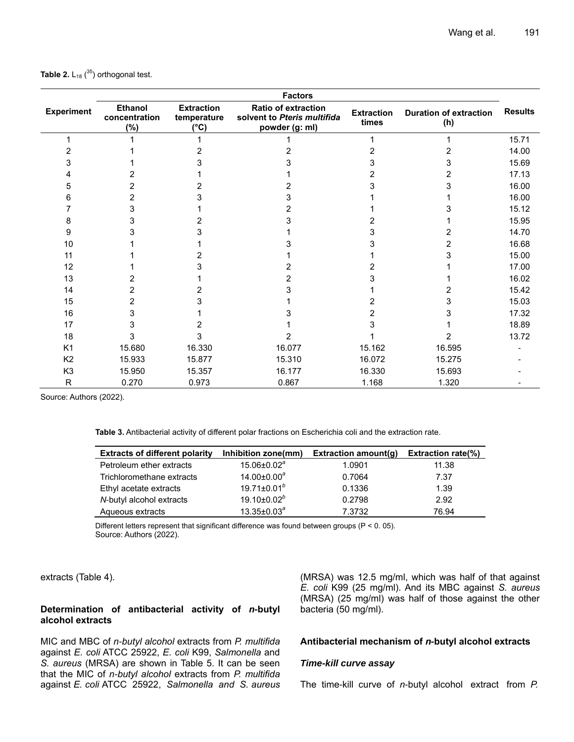**Table 2.** $L_{18}$ ($3^5$) orthogonal test.

| Experiment | Factors | | | | | Results |
|---|---|---|---|---|---|---|
| | Ethanol concentration (%) | Extraction temperature (°C) | Ratio of extraction solvent to *Pteris multifida* powder (g: ml) | Extraction times | Duration of extraction (h) | |
| 1 | 1 | 1 | 1 | 1 | 1 | 15.71 |
| 2 | 1 | 2 | 2 | 2 | 2 | 14.00 |
| 3 | 1 | 3 | 3 | 3 | 3 | 15.69 |
| 4 | 2 | 1 | 1 | 2 | 2 | 17.13 |
| 5 | 2 | 2 | 2 | 3 | 3 | 16.00 |
| 6 | 2 | 3 | 3 | 1 | 1 | 16.00 |
| 7 | 3 | 1 | 2 | 1 | 3 | 15.12 |
| 8 | 3 | 2 | 3 | 2 | 1 | 15.95 |
| 9 | 3 | 3 | 1 | 3 | 2 | 14.70 |
| 10 | 1 | 1 | 3 | 3 | 2 | 16.68 |
| 11 | 1 | 2 | 1 | 1 | 3 | 15.00 |
| 12 | 1 | 3 | 2 | 2 | 1 | 17.00 |
| 13 | 2 | 1 | 2 | 3 | 1 | 16.02 |
| 14 | 2 | 2 | 3 | 1 | 2 | 15.42 |
| 15 | 2 | 3 | 1 | 2 | 3 | 15.03 |
| 16 | 3 | 1 | 3 | 2 | 3 | 17.32 |
| 17 | 3 | 2 | 1 | 3 | 1 | 18.89 |
| 18 | 3 | 3 | 2 | 1 | 2 | 13.72 |
| K1 | 15.680 | 16.330 | 16.077 | 15.162 | 16.595 | - |
| K2 | 15.933 | 15.877 | 15.310 | 16.072 | 15.275 | - |
| K3 | 15.950 | 15.357 | 16.177 | 16.330 | 15.693 | - |
| R | 0.270 | 0.973 | 0.867 | 1.168 | 1.320 | - |

Source: Authors (2022).

**Table 3.** Antibacterial activity of different polar fractions on Escherichia coli and the extraction rate.

| Extracts of different polarity | Inhibition zone(mm) | Extraction amount(g) | Extraction rate(%) |
|---|---|---|---|
| Petroleum ether extracts | 15.06±0.02[a] | 1.0901 | 11.38 |
| Trichloromethane extracts | 14.00±0.00[a] | 0.7064 | 7.37 |
| Ethyl acetate extracts | 19.71±0.01[b] | 0.1336 | 1.39 |
| *N*-butyl alcohol extracts | 19.10±0.02[b] | 0.2798 | 2.92 |
| Aqueous extracts | 13.35±0.03[a] | 7.3732 | 76.94 |

Different letters represent that significant difference was found between groups (P < 0. 05).
Source: Authors (2022).

extracts (Table 4).

### Determination of antibacterial activity of *n*-butyl alcohol extracts

MIC and MBC of *n-butyl alcohol* extracts from *P. multifida* against *E. coli* ATCC 25922, *E. coli* K99, *Salmonella* and *S. aureus* (MRSA) are shown in Table 5. It can be seen that the MIC of *n-butyl alcohol* extracts from *P. multifida* against *E. coli* ATCC 25922, *Salmonella and S. aureus* (MRSA) was 12.5 mg/ml, which was half of that against *E. coli* K99 (25 mg/ml). And its MBC against *S. aureus* (MRSA) (25 mg/ml) was half of those against the other bacteria (50 mg/ml).

### Antibacterial mechanism of *n*-butyl alcohol extracts

#### *Time-kill curve assay*

The time-kill curve of *n*-butyl alcohol extract from *P.*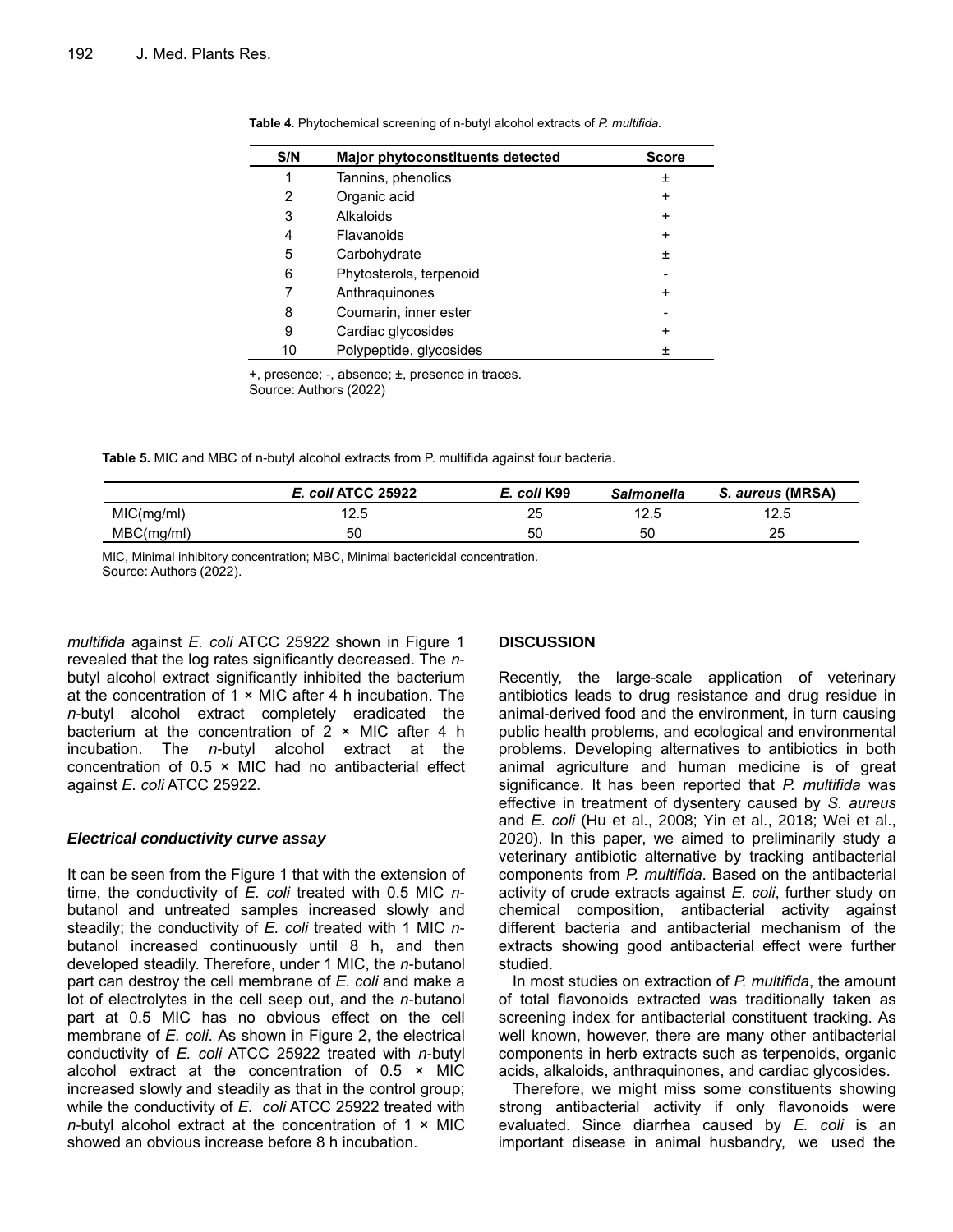**Table 4.** Phytochemical screening of n-butyl alcohol extracts of *P. multifida*.

| S/N | Major phytoconstituents detected | Score |
|---|---|---|
| 1 | Tannins, phenolics | ± |
| 2 | Organic acid | + |
| 3 | Alkaloids | + |
| 4 | Flavanoids | + |
| 5 | Carbohydrate | ± |
| 6 | Phytosterols, terpenoid | - |
| 7 | Anthraquinones | + |
| 8 | Coumarin, inner ester | - |
| 9 | Cardiac glycosides | + |
| 10 | Polypeptide, glycosides | ± |

+, presence; -, absence; ±, presence in traces.
Source: Authors (2022)

**Table 5.** MIC and MBC of n-butyl alcohol extracts from P. multifida against four bacteria.

| | *E. coli* ATCC 25922 | *E. coli* K99 | *Salmonella* | *S. aureus* (MRSA) |
|---|---|---|---|---|
| MIC(mg/ml) | 12.5 | 25 | 12.5 | 12.5 |
| MBC(mg/ml) | 50 | 50 | 50 | 25 |

MIC, Minimal inhibitory concentration; MBC, Minimal bactericidal concentration.
Source: Authors (2022).

*multifida* against *E. coli* ATCC 25922 shown in Figure 1 revealed that the log rates significantly decreased. The *n*-butyl alcohol extract significantly inhibited the bacterium at the concentration of 1 × MIC after 4 h incubation. The *n*-butyl alcohol extract completely eradicated the bacterium at the concentration of 2 × MIC after 4 h incubation. The *n*-butyl alcohol extract at the concentration of 0.5 × MIC had no antibacterial effect against *E. coli* ATCC 25922.

### *Electrical conductivity curve assay*

It can be seen from the Figure 1 that with the extension of time, the conductivity of *E. coli* treated with 0.5 MIC *n*-butanol and untreated samples increased slowly and steadily; the conductivity of *E. coli* treated with 1 MIC *n*-butanol increased continuously until 8 h, and then developed steadily. Therefore, under 1 MIC, the *n*-butanol part can destroy the cell membrane of *E. coli* and make a lot of electrolytes in the cell seep out, and the *n*-butanol part at 0.5 MIC has no obvious effect on the cell membrane of *E. coli*. As shown in Figure 2, the electrical conductivity of *E. coli* ATCC 25922 treated with *n*-butyl alcohol extract at the concentration of 0.5 × MIC increased slowly and steadily as that in the control group; while the conductivity of *E. coli* ATCC 25922 treated with *n*-butyl alcohol extract at the concentration of 1 × MIC showed an obvious increase before 8 h incubation.

## DISCUSSION

Recently, the large-scale application of veterinary antibiotics leads to drug resistance and drug residue in animal-derived food and the environment, in turn causing public health problems, and ecological and environmental problems. Developing alternatives to antibiotics in both animal agriculture and human medicine is of great significance. It has been reported that *P. multifida* was effective in treatment of dysentery caused by *S. aureus* and *E. coli* (Hu et al., 2008; Yin et al., 2018; Wei et al., 2020). In this paper, we aimed to preliminarily study a veterinary antibiotic alternative by tracking antibacterial components from *P. multifida*. Based on the antibacterial activity of crude extracts against *E. coli*, further study on chemical composition, antibacterial activity against different bacteria and antibacterial mechanism of the extracts showing good antibacterial effect were further studied.

In most studies on extraction of *P. multifida*, the amount of total flavonoids extracted was traditionally taken as screening index for antibacterial constituent tracking. As well known, however, there are many other antibacterial components in herb extracts such as terpenoids, organic acids, alkaloids, anthraquinones, and cardiac glycosides.

Therefore, we might miss some constituents showing strong antibacterial activity if only flavonoids were evaluated. Since diarrhea caused by *E. coli* is an important disease in animal husbandry, we used the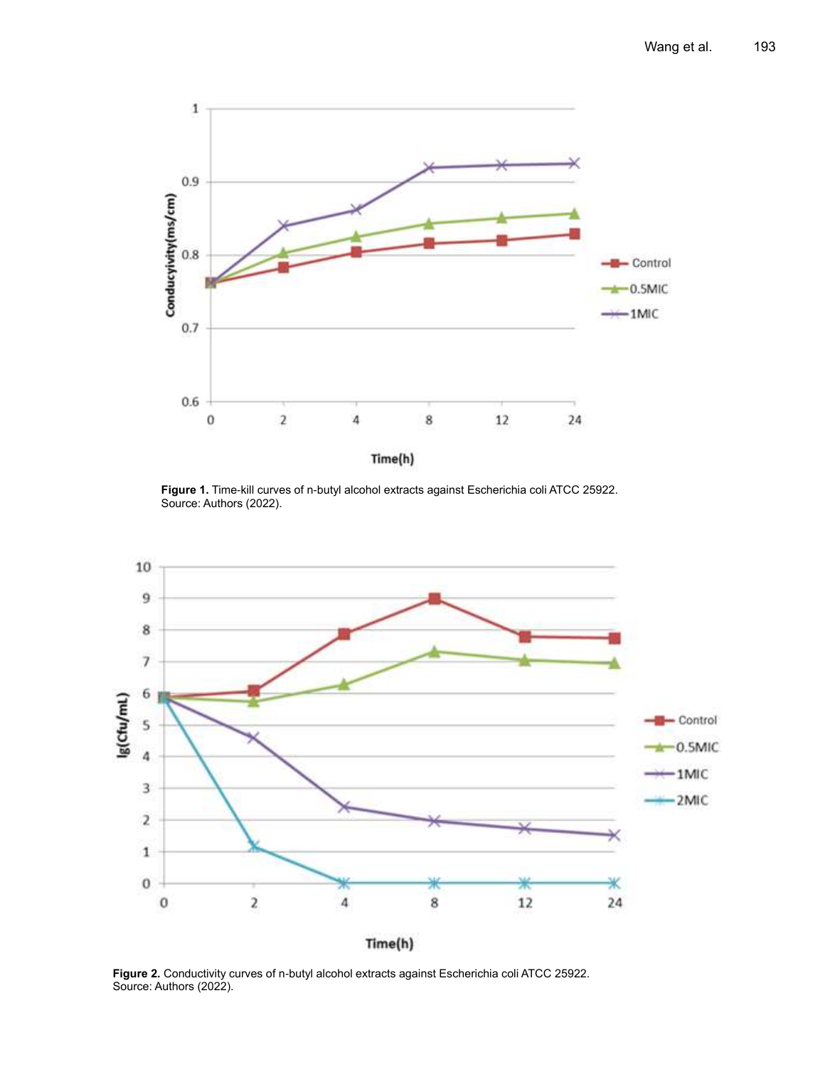**Figure 1.** Time-kill curves of n-butyl alcohol extracts against Escherichia coli ATCC 25922. Source: Authors (2022).

**Figure 2.** Conductivity curves of n-butyl alcohol extracts against Escherichia coli ATCC 25922. Source: Authors (2022).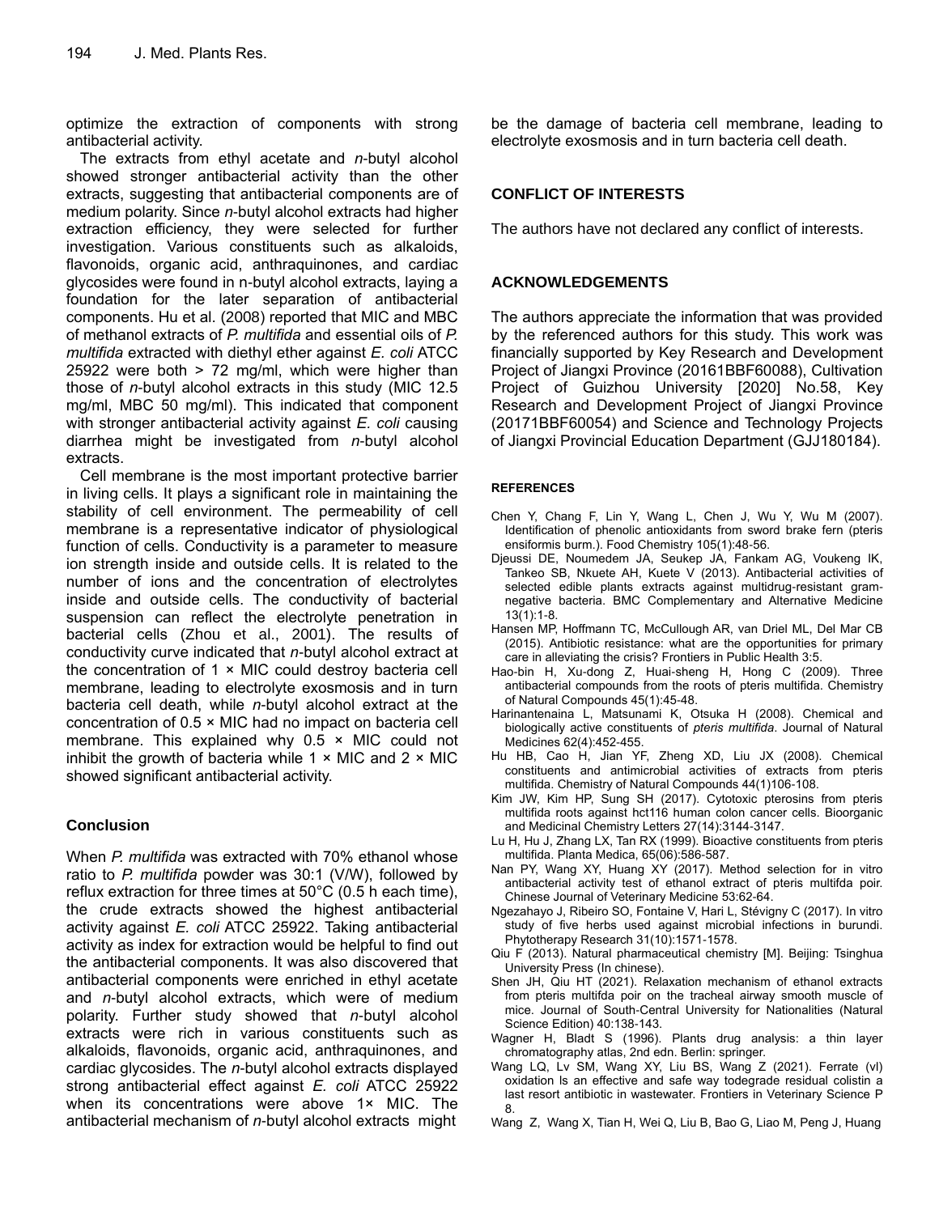optimize the extraction of components with strong antibacterial activity.

The extracts from ethyl acetate and *n*-butyl alcohol showed stronger antibacterial activity than the other extracts, suggesting that antibacterial components are of medium polarity. Since *n*-butyl alcohol extracts had higher extraction efficiency, they were selected for further investigation. Various constituents such as alkaloids, flavonoids, organic acid, anthraquinones, and cardiac glycosides were found in n-butyl alcohol extracts, laying a foundation for the later separation of antibacterial components. Hu et al. (2008) reported that MIC and MBC of methanol extracts of *P. multifida* and essential oils of *P. multifida* extracted with diethyl ether against *E. coli* ATCC 25922 were both > 72 mg/ml, which were higher than those of *n*-butyl alcohol extracts in this study (MIC 12.5 mg/ml, MBC 50 mg/ml). This indicated that component with stronger antibacterial activity against *E. coli* causing diarrhea might be investigated from *n*-butyl alcohol extracts.

Cell membrane is the most important protective barrier in living cells. It plays a significant role in maintaining the stability of cell environment. The permeability of cell membrane is a representative indicator of physiological function of cells. Conductivity is a parameter to measure ion strength inside and outside cells. It is related to the number of ions and the concentration of electrolytes inside and outside cells. The conductivity of bacterial suspension can reflect the electrolyte penetration in bacterial cells (Zhou et al., 2001). The results of conductivity curve indicated that *n*-butyl alcohol extract at the concentration of 1 × MIC could destroy bacteria cell membrane, leading to electrolyte exosmosis and in turn bacteria cell death, while *n*-butyl alcohol extract at the concentration of 0.5 × MIC had no impact on bacteria cell membrane. This explained why 0.5 × MIC could not inhibit the growth of bacteria while 1 × MIC and 2 × MIC showed significant antibacterial activity.

## Conclusion

When *P. multifida* was extracted with 70% ethanol whose ratio to *P. multifida* powder was 30:1 (V/W), followed by reflux extraction for three times at 50°C (0.5 h each time), the crude extracts showed the highest antibacterial activity against *E. coli* ATCC 25922. Taking antibacterial activity as index for extraction would be helpful to find out the antibacterial components. It was also discovered that antibacterial components were enriched in ethyl acetate and *n*-butyl alcohol extracts, which were of medium polarity. Further study showed that *n*-butyl alcohol extracts were rich in various constituents such as alkaloids, flavonoids, organic acid, anthraquinones, and cardiac glycosides. The *n*-butyl alcohol extracts displayed strong antibacterial effect against *E. coli* ATCC 25922 when its concentrations were above 1× MIC. The antibacterial mechanism of *n*-butyl alcohol extracts might be the damage of bacteria cell membrane, leading to electrolyte exosmosis and in turn bacteria cell death.

## CONFLICT OF INTERESTS

The authors have not declared any conflict of interests.

## ACKNOWLEDGEMENTS

The authors appreciate the information that was provided by the referenced authors for this study. This work was financially supported by Key Research and Development Project of Jiangxi Province (20161BBF60088), Cultivation Project of Guizhou University [2020] No.58, Key Research and Development Project of Jiangxi Province (20171BBF60054) and Science and Technology Projects of Jiangxi Provincial Education Department (GJJ180184).

## REFERENCES

Chen Y, Chang F, Lin Y, Wang L, Chen J, Wu Y, Wu M (2007). Identification of phenolic antioxidants from sword brake fern (pteris ensiformis burm.). Food Chemistry 105(1):48-56.

Djeussi DE, Noumedem JA, Seukep JA, Fankam AG, Voukeng IK, Tankeo SB, Nkuete AH, Kuete V (2013). Antibacterial activities of selected edible plants extracts against multidrug-resistant gram-negative bacteria. BMC Complementary and Alternative Medicine 13(1):1-8.

Hansen MP, Hoffmann TC, McCullough AR, van Driel ML, Del Mar CB (2015). Antibiotic resistance: what are the opportunities for primary care in alleviating the crisis? Frontiers in Public Health 3:5.

Hao-bin H, Xu-dong Z, Huai-sheng H, Hong C (2009). Three antibacterial compounds from the roots of pteris multifida. Chemistry of Natural Compounds 45(1):45-48.

Harinantenaina L, Matsunami K, Otsuka H (2008). Chemical and biologically active constituents of *pteris multifida*. Journal of Natural Medicines 62(4):452-455.

Hu HB, Cao H, Jian YF, Zheng XD, Liu JX (2008). Chemical constituents and antimicrobial activities of extracts from pteris multifida. Chemistry of Natural Compounds 44(1)106-108.

Kim JW, Kim HP, Sung SH (2017). Cytotoxic pterosins from pteris multifida roots against hct116 human colon cancer cells. Bioorganic and Medicinal Chemistry Letters 27(14):3144-3147.

Lu H, Hu J, Zhang LX, Tan RX (1999). Bioactive constituents from pteris multifida. Planta Medica, 65(06):586-587.

Nan PY, Wang XY, Huang XY (2017). Method selection for in vitro antibacterial activity test of ethanol extract of pteris multifda poir. Chinese Journal of Veterinary Medicine 53:62-64.

Ngezahayo J, Ribeiro SO, Fontaine V, Hari L, Stévigny C (2017). In vitro study of five herbs used against microbial infections in burundi. Phytotherapy Research 31(10):1571-1578.

Qiu F (2013). Natural pharmaceutical chemistry [M]. Beijing: Tsinghua University Press (In chinese).

Shen JH, Qiu HT (2021). Relaxation mechanism of ethanol extracts from pteris multifida poir on the tracheal airway smooth muscle of mice. Journal of South-Central University for Nationalities (Natural Science Edition) 40:138-143.

Wagner H, Bladt S (1996). Plants drug analysis: a thin layer chromatography atlas, 2nd edn. Berlin: springer.

Wang LQ, Lv SM, Wang XY, Liu BS, Wang Z (2021). Ferrate (vI) oxidation Is an effective and safe way todegrade residual colistin a last resort antibiotic in wastewater. Frontiers in Veterinary Science P 8.

Wang Z, Wang X, Tian H, Wei Q, Liu B, Bao G, Liao M, Peng J, Huang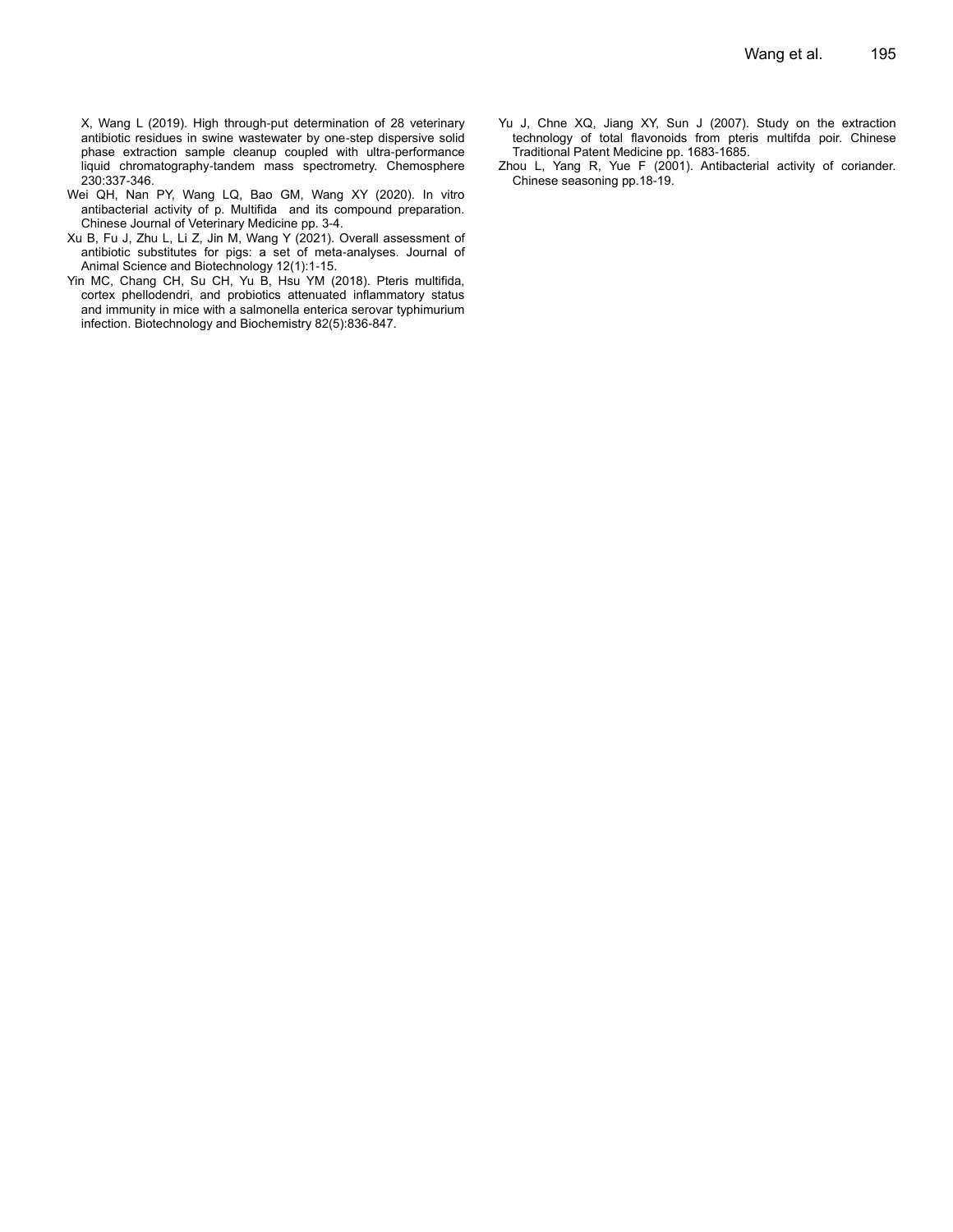X, Wang L (2019). High through-put determination of 28 veterinary antibiotic residues in swine wastewater by one-step dispersive solid phase extraction sample cleanup coupled with ultra-performance liquid chromatography-tandem mass spectrometry. Chemosphere 230:337-346.

Wei QH, Nan PY, Wang LQ, Bao GM, Wang XY (2020). In vitro antibacterial activity of p. Multifida and its compound preparation. Chinese Journal of Veterinary Medicine pp. 3-4.

Xu B, Fu J, Zhu L, Li Z, Jin M, Wang Y (2021). Overall assessment of antibiotic substitutes for pigs: a set of meta-analyses. Journal of Animal Science and Biotechnology 12(1):1-15.

Yin MC, Chang CH, Su CH, Yu B, Hsu YM (2018). Pteris multifida, cortex phellodendri, and probiotics attenuated inflammatory status and immunity in mice with a salmonella enterica serovar typhimurium infection. Biotechnology and Biochemistry 82(5):836-847.

Yu J, Chne XQ, Jiang XY, Sun J (2007). Study on the extraction technology of total flavonoids from pteris multifda poir. Chinese Traditional Patent Medicine pp. 1683-1685.

Zhou L, Yang R, Yue F (2001). Antibacterial activity of coriander. Chinese seasoning pp.18-19.